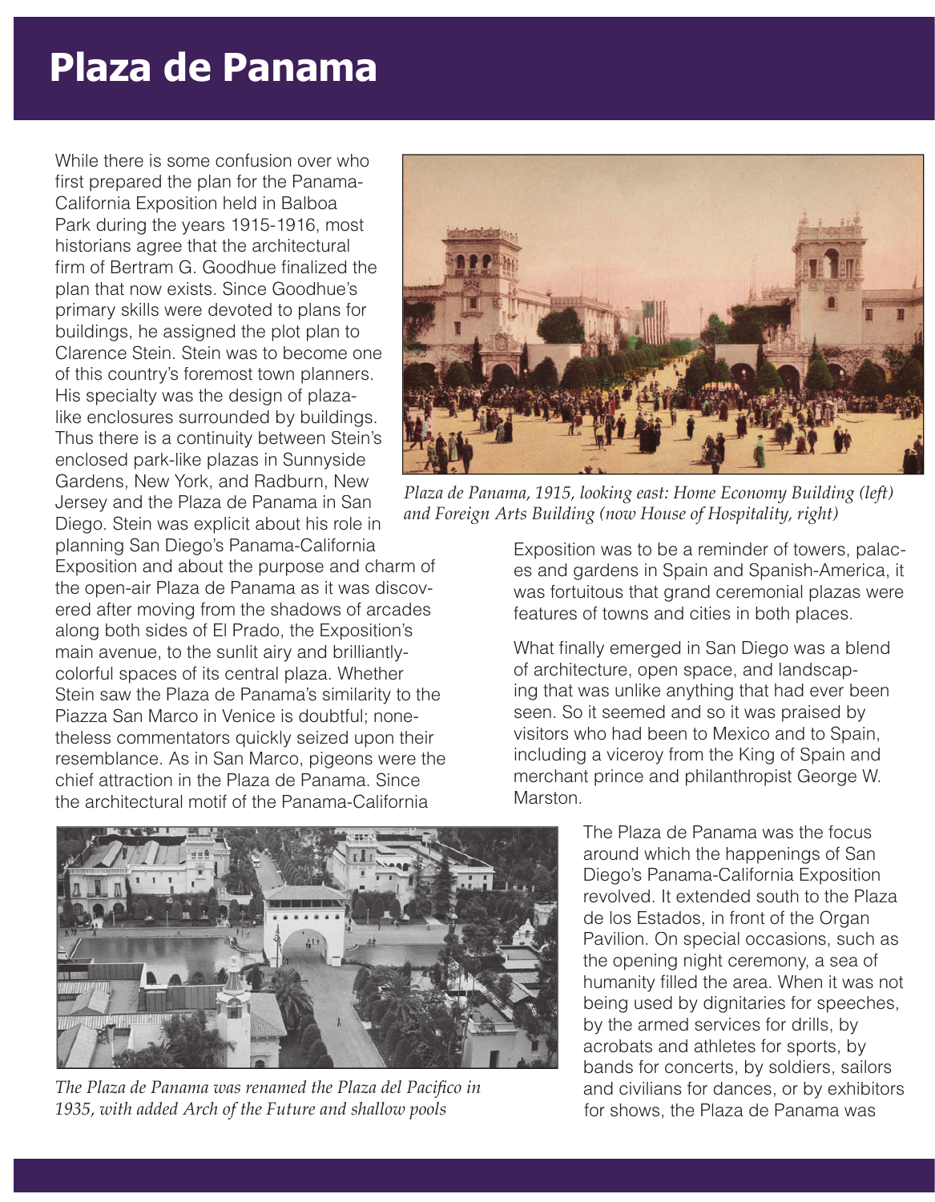# Plaza de Panama

While there is some confusion over who first prepared the plan for the Panama-California Exposition held in Balboa Park during the years 1915-1916, most historians agree that the architectural firm of Bertram G. Goodhue finalized the plan that now exists. Since Goodhue's primary skills were devoted to plans for buildings, he assigned the plot plan to Clarence Stein. Stein was to become one of this country's foremost town planners. His specialty was the design of plaza-like enclosures surrounded by buildings. Thus there is a continuity between Stein's enclosed park-like plazas in Sunnyside Gardens, New York, and Radburn, New Jersey and the Plaza de Panama in San Diego. Stein was explicit about his role in planning San Diego's Panama-California Exposition and about the purpose and charm of the open-air Plaza de Panama as it was discovered after moving from the shadows of arcades along both sides of El Prado, the Exposition's main avenue, to the sunlit airy and brilliantly-colorful spaces of its central plaza. Whether Stein saw the Plaza de Panama's similarity to the Piazza San Marco in Venice is doubtful; nonetheless commentators quickly seized upon their resemblance. As in San Marco, pigeons were the chief attraction in the Plaza de Panama. Since the architectural motif of the Panama-California Exposition was to be a reminder of towers, palaces and gardens in Spain and Spanish-America, it was fortuitous that grand ceremonial plazas were features of towns and cities in both places.

*Plaza de Panama, 1915, looking east: Home Economy Building (left) and Foreign Arts Building (now House of Hospitality, right)*

What finally emerged in San Diego was a blend of architecture, open space, and landscaping that was unlike anything that had ever been seen. So it seemed and so it was praised by visitors who had been to Mexico and to Spain, including a viceroy from the King of Spain and merchant prince and philanthropist George W. Marston.

*The Plaza de Panama was renamed the Plaza del Pacifico in 1935, with added Arch of the Future and shallow pools*

The Plaza de Panama was the focus around which the happenings of San Diego's Panama-California Exposition revolved. It extended south to the Plaza de los Estados, in front of the Organ Pavilion. On special occasions, such as the opening night ceremony, a sea of humanity filled the area. When it was not being used by dignitaries for speeches, by the armed services for drills, by acrobats and athletes for sports, by bands for concerts, by soldiers, sailors and civilians for dances, or by exhibitors for shows, the Plaza de Panama was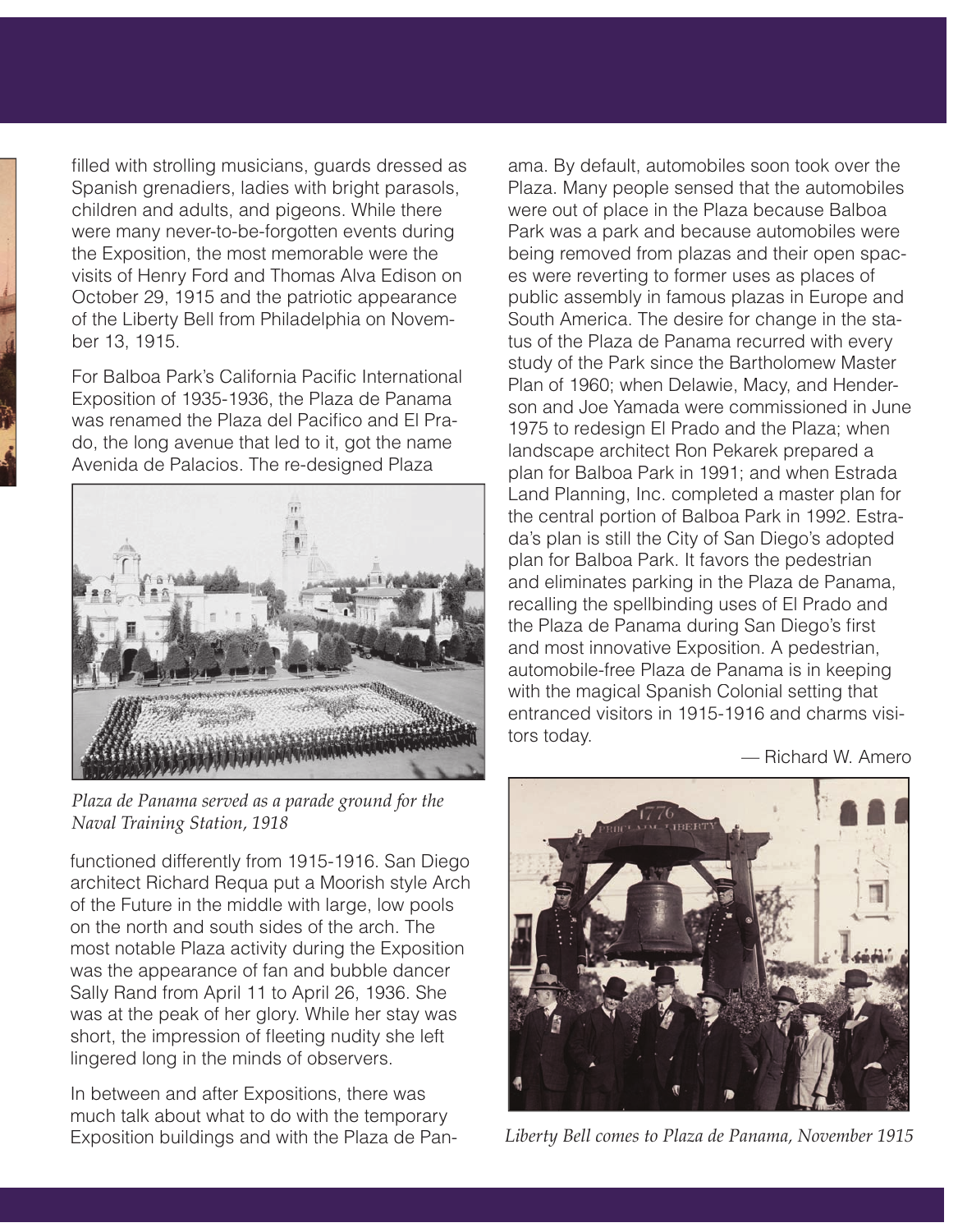filled with strolling musicians, guards dressed as Spanish grenadiers, ladies with bright parasols, children and adults, and pigeons. While there were many never-to-be-forgotten events during the Exposition, the most memorable were the visits of Henry Ford and Thomas Alva Edison on October 29, 1915 and the patriotic appearance of the Liberty Bell from Philadelphia on November 13, 1915.

For Balboa Park's California Pacific International Exposition of 1935-1936, the Plaza de Panama was renamed the Plaza del Pacifico and El Prado, the long avenue that led to it, got the name Avenida de Palacios. The re-designed Plaza functioned differently from 1915-1916. San Diego architect Richard Requa put a Moorish style Arch of the Future in the middle with large, low pools on the north and south sides of the arch. The most notable Plaza activity during the Exposition was the appearance of fan and bubble dancer Sally Rand from April 11 to April 26, 1936. She was at the peak of her glory. While her stay was short, the impression of fleeting nudity she left lingered long in the minds of observers.

*Plaza de Panama served as a parade ground for the Naval Training Station, 1918*

In between and after Expositions, there was much talk about what to do with the temporary Exposition buildings and with the Plaza de Panama. By default, automobiles soon took over the Plaza. Many people sensed that the automobiles were out of place in the Plaza because Balboa Park was a park and because automobiles were being removed from plazas and their open spaces were reverting to former uses as places of public assembly in famous plazas in Europe and South America. The desire for change in the status of the Plaza de Panama recurred with every study of the Park since the Bartholomew Master Plan of 1960; when Delawie, Macy, and Henderson and Joe Yamada were commissioned in June 1975 to redesign El Prado and the Plaza; when landscape architect Ron Pekarek prepared a plan for Balboa Park in 1991; and when Estrada Land Planning, Inc. completed a master plan for the central portion of Balboa Park in 1992. Estrada's plan is still the City of San Diego's adopted plan for Balboa Park. It favors the pedestrian and eliminates parking in the Plaza de Panama, recalling the spellbinding uses of El Prado and the Plaza de Panama during San Diego's first and most innovative Exposition. A pedestrian, automobile-free Plaza de Panama is in keeping with the magical Spanish Colonial setting that entranced visitors in 1915-1916 and charms visitors today.

— Richard W. Amero

*Liberty Bell comes to Plaza de Panama, November 1915*